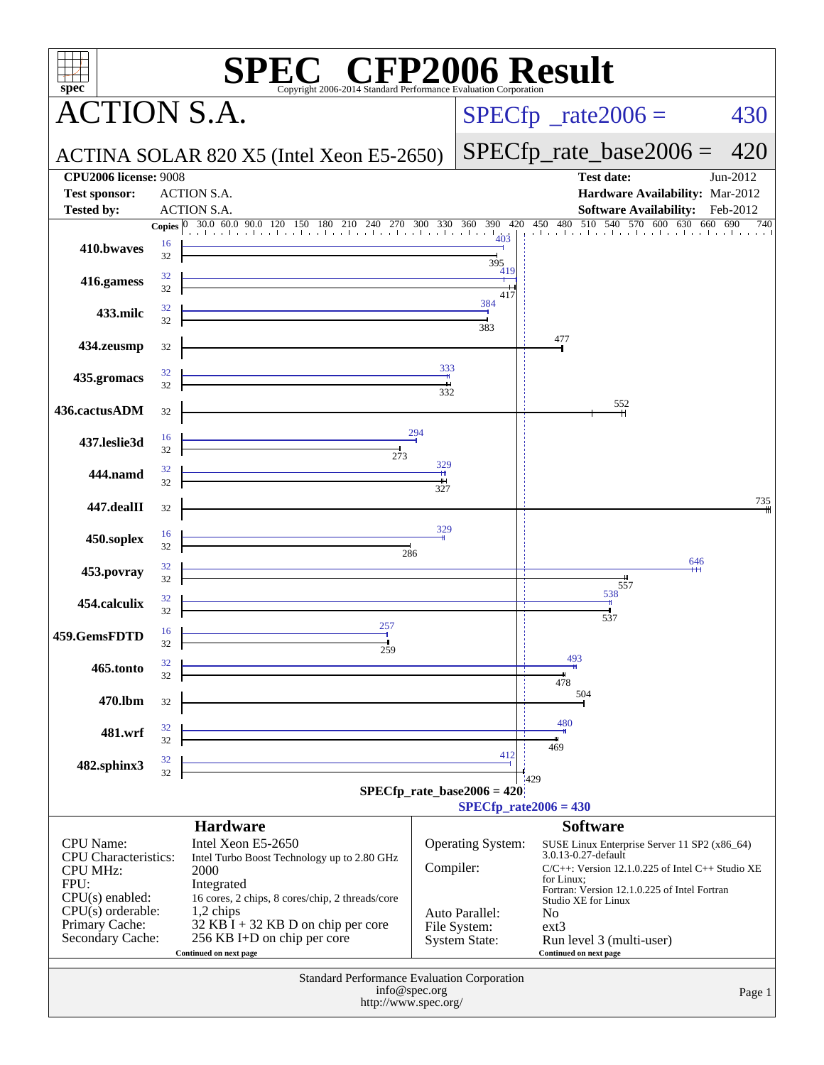# SPEC CFP2006 Result

Copyright 2006-2014 Standard Performance Evaluation Corporation

## ACTION S.A.

ACTINA SOLAR 820 X5 (Intel Xeon E5-2650)

SPECfp_rate2006 = 430

SPECfp_rate_base2006 = 420

| | | | |
|---|---|---|---|
| **CPU2006 license:** 9008 | | **Test date:** | Jun-2012 |
| **Test sponsor:** | ACTION S.A. | **Hardware Availability:** | Mar-2012 |
| **Tested by:** | ACTION S.A. | **Software Availability:** | Feb-2012 |

| Benchmark | Copies (peak) | Peak | Copies (base) | Base |
|---|---|---|---|---|
| 410.bwaves | 16 | 403 | 32 | 395 |
| 416.gamess | 32 | 419 | 32 | 417 |
| 433.milc | 32 | 384 | 32 | 383 |
| 434.zeusmp | | | 32 | 477 |
| 435.gromacs | 32 | 333 | 32 | 332 |
| 436.cactusADM | | | 32 | 552 |
| 437.leslie3d | 16 | 294 | 32 | 273 |
| 444.namd | 32 | 329 | 32 | 327 |
| 447.dealII | | | 32 | 735 |
| 450.soplex | 16 | 329 | 32 | 286 |
| 453.povray | 32 | 646 | 32 | 557 |
| 454.calculix | 32 | 538 | 32 | 537 |
| 459.GemsFDTD | 16 | 257 | 32 | 259 |
| 465.tonto | 32 | 493 | 32 | 478 |
| 470.lbm | | | 32 | 504 |
| 481.wrf | 32 | 480 | 32 | 469 |
| 482.sphinx3 | 32 | 412 | 32 | 429 |

SPECfp_rate_base2006 = 420

SPECfp_rate2006 = 430

### Hardware

| | |
|---|---|
| CPU Name: | Intel Xeon E5-2650 |
| CPU Characteristics: | Intel Turbo Boost Technology up to 2.80 GHz |
| CPU MHz: | 2000 |
| FPU: | Integrated |
| CPU(s) enabled: | 16 cores, 2 chips, 8 cores/chip, 2 threads/core |
| CPU(s) orderable: | 1,2 chips |
| Primary Cache: | 32 KB I + 32 KB D on chip per core |
| Secondary Cache: | 256 KB I+D on chip per core |

Continued on next page

### Software

| | |
|---|---|
| Operating System: | SUSE Linux Enterprise Server 11 SP2 (x86_64) 3.0.13-0.27-default |
| Compiler: | C/C++: Version 12.1.0.225 of Intel C++ Studio XE for Linux; Fortran: Version 12.1.0.225 of Intel Fortran Studio XE for Linux |
| Auto Parallel: | No |
| File System: | ext3 |
| System State: | Run level 3 (multi-user) |

Continued on next page

Standard Performance Evaluation Corporation
info@spec.org
http://www.spec.org/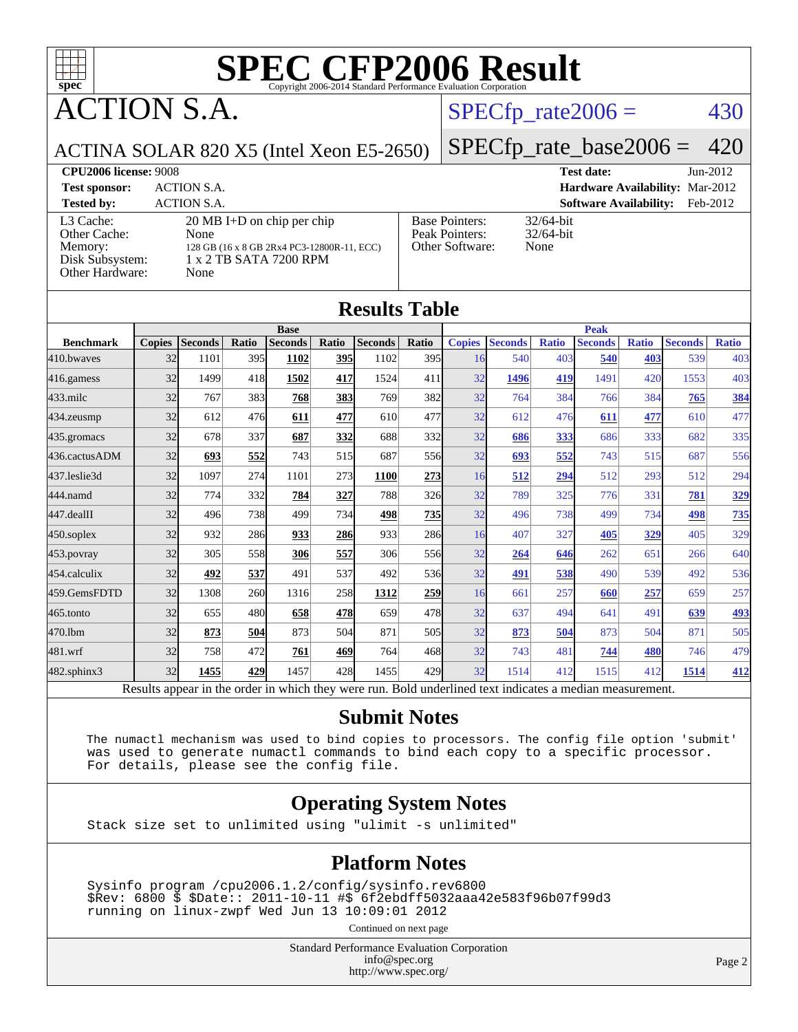# SPEC CFP2006 Result

Copyright 2006-2014 Standard Performance Evaluation Corporation

## ACTION S.A.

ACTINA SOLAR 820 X5 (Intel Xeon E5-2650)

SPECfp_rate2006 = 430

SPECfp_rate_base2006 = 420

| | | | |
|---|---|---|---|
| **CPU2006 license:** 9008 | | **Test date:** | Jun-2012 |
| **Test sponsor:** | ACTION S.A. | **Hardware Availability:** | Mar-2012 |
| **Tested by:** | ACTION S.A. | **Software Availability:** | Feb-2012 |

| | |
|---|---|
| L3 Cache: | 20 MB I+D on chip per chip |
| Other Cache: | None |
| Memory: | 128 GB (16 x 8 GB 2Rx4 PC3-12800R-11, ECC) |
| Disk Subsystem: | 1 x 2 TB SATA 7200 RPM |
| Other Hardware: | None |

| | |
|---|---|
| Base Pointers: | 32/64-bit |
| Peak Pointers: | 32/64-bit |
| Other Software: | None |

## Results Table

| | Base | | | | | | | Peak | | | | | | |
|---|---|---|---|---|---|---|---|---|---|---|---|---|---|---|
| **Benchmark** | **Copies** | **Seconds** | **Ratio** | **Seconds** | **Ratio** | **Seconds** | **Ratio** | **Copies** | **Seconds** | **Ratio** | **Seconds** | **Ratio** | **Seconds** | **Ratio** |
| 410.bwaves | 32 | 1101 | 395 | **1102** | **395** | 1102 | 395 | 16 | 540 | 403 | **540** | **403** | 539 | 403 |
| 416.gamess | 32 | 1499 | 418 | **1502** | **417** | 1524 | 411 | 32 | **1496** | **419** | 1491 | 420 | 1553 | 403 |
| 433.milc | 32 | 767 | 383 | **768** | **383** | 769 | 382 | 32 | 764 | 384 | 766 | 384 | **765** | **384** |
| 434.zeusmp | 32 | 612 | 476 | **611** | **477** | 610 | 477 | 32 | 612 | 476 | **611** | **477** | 610 | 477 |
| 435.gromacs | 32 | 678 | 337 | **687** | **332** | 688 | 332 | 32 | **686** | **333** | 686 | 333 | 682 | 335 |
| 436.cactusADM | 32 | **693** | **552** | 743 | 515 | 687 | 556 | 32 | **693** | **552** | 743 | 515 | 687 | 556 |
| 437.leslie3d | 32 | 1097 | 274 | 1101 | 273 | **1100** | **273** | 16 | **512** | **294** | 512 | 293 | 512 | 294 |
| 444.namd | 32 | 774 | 332 | **784** | **327** | 788 | 326 | 32 | 789 | 325 | 776 | 331 | **781** | **329** |
| 447.dealII | 32 | 496 | 738 | 499 | 734 | **498** | **735** | 32 | 496 | 738 | 499 | 734 | **498** | **735** |
| 450.soplex | 32 | 932 | 286 | **933** | **286** | 933 | 286 | 16 | 407 | 327 | **405** | **329** | 405 | 329 |
| 453.povray | 32 | 305 | 558 | **306** | **557** | 306 | 556 | 32 | **264** | **646** | 262 | 651 | 266 | 640 |
| 454.calculix | 32 | **492** | **537** | 491 | 537 | 492 | 536 | 32 | **491** | **538** | 490 | 539 | 492 | 536 |
| 459.GemsFDTD | 32 | 1308 | 260 | 1316 | 258 | **1312** | **259** | 16 | 661 | 257 | **660** | **257** | 659 | 257 |
| 465.tonto | 32 | 655 | 480 | **658** | **478** | 659 | 478 | 32 | 637 | 494 | 641 | 491 | **639** | **493** |
| 470.lbm | 32 | **873** | **504** | 873 | 504 | 871 | 505 | 32 | **873** | **504** | 873 | 504 | 871 | 505 |
| 481.wrf | 32 | 758 | 472 | **761** | **469** | 764 | 468 | 32 | 743 | 481 | **744** | **480** | 746 | 479 |
| 482.sphinx3 | 32 | **1455** | **429** | 1457 | 428 | 1455 | 429 | 32 | 1514 | 412 | 1515 | 412 | **1514** | **412** |

Results appear in the order in which they were run. Bold underlined text indicates a median measurement.

## Submit Notes

The numactl mechanism was used to bind copies to processors. The config file option 'submit' was used to generate numactl commands to bind each copy to a specific processor. For details, please see the config file.

## Operating System Notes

Stack size set to unlimited using "ulimit -s unlimited"

## Platform Notes

```
Sysinfo program /cpu2006.1.2/config/sysinfo.rev6800
$Rev: 6800 $ $Date:: 2011-10-11 #$ 6f2ebdff5032aaa42e583f96b07f99d3
running on linux-zwpf Wed Jun 13 10:09:01 2012
```

Continued on next page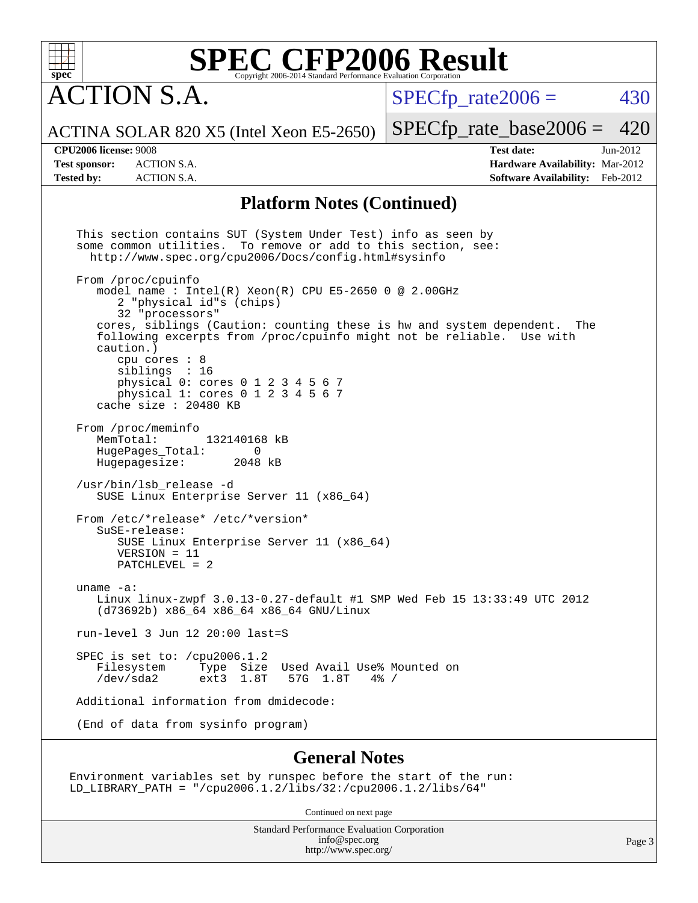# SPEC CFP2006 Result

Copyright 2006-2014 Standard Performance Evaluation Corporation

## ACTION S.A.

ACTINA SOLAR 820 X5 (Intel Xeon E5-2650)

SPECfp_rate2006 = 430

SPECfp_rate_base2006 = 420

**CPU2006 license:** 9008
**Test sponsor:** ACTION S.A.
**Tested by:** ACTION S.A.

**Test date:** Jun-2012
**Hardware Availability:** Mar-2012
**Software Availability:** Feb-2012

## Platform Notes (Continued)

```
This section contains SUT (System Under Test) info as seen by
some common utilities.  To remove or add to this section, see:
  http://www.spec.org/cpu2006/Docs/config.html#sysinfo

From /proc/cpuinfo
   model name : Intel(R) Xeon(R) CPU E5-2650 0 @ 2.00GHz
      2 "physical id"s (chips)
      32 "processors"
   cores, siblings (Caution: counting these is hw and system dependent.  The
   following excerpts from /proc/cpuinfo might not be reliable.  Use with
   caution.)
      cpu cores : 8
      siblings  : 16
      physical 0: cores 0 1 2 3 4 5 6 7
      physical 1: cores 0 1 2 3 4 5 6 7
   cache size : 20480 KB

From /proc/meminfo
   MemTotal:       132140168 kB
   HugePages_Total:       0
   Hugepagesize:       2048 kB

/usr/bin/lsb_release -d
   SUSE Linux Enterprise Server 11 (x86_64)

From /etc/*release* /etc/*version*
   SuSE-release:
      SUSE Linux Enterprise Server 11 (x86_64)
      VERSION = 11
      PATCHLEVEL = 2

uname -a:
   Linux linux-zwpf 3.0.13-0.27-default #1 SMP Wed Feb 15 13:33:49 UTC 2012
   (d73692b) x86_64 x86_64 x86_64 GNU/Linux

run-level 3 Jun 12 20:00 last=S

SPEC is set to: /cpu2006.1.2
   Filesystem     Type  Size  Used Avail Use% Mounted on
   /dev/sda2      ext3  1.8T   57G  1.8T   4% /

Additional information from dmidecode:

(End of data from sysinfo program)
```

## General Notes

```
Environment variables set by runspec before the start of the run:
LD_LIBRARY_PATH = "/cpu2006.1.2/libs/32:/cpu2006.1.2/libs/64"
```

Continued on next page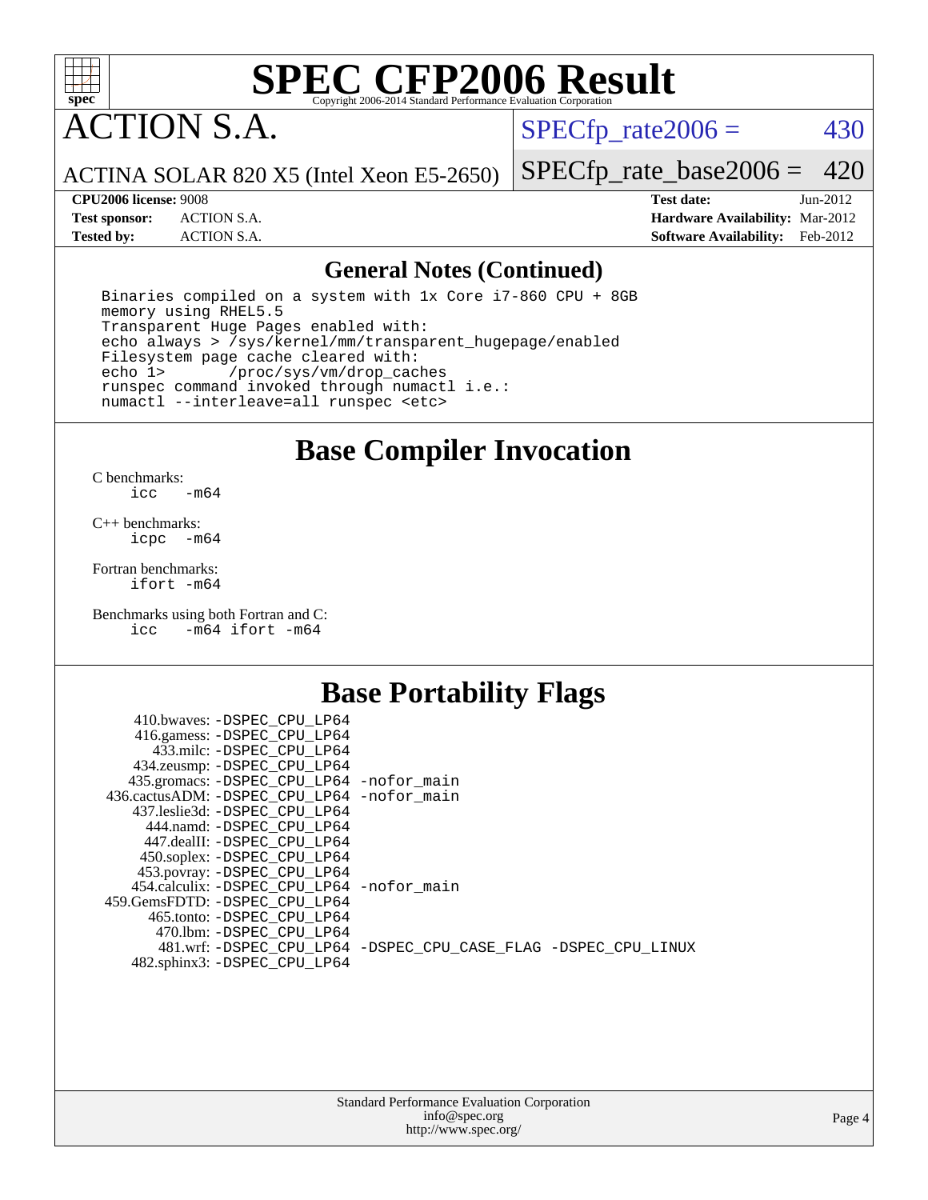# ACTION S.A.

ACTINA SOLAR 820 X5 (Intel Xeon E5-2650)

SPECfp_rate2006 = 430

SPECfp_rate_base2006 = 420

**CPU2006 license:** 9008
**Test sponsor:** ACTION S.A.
**Tested by:** ACTION S.A.

**Test date:** Jun-2012
**Hardware Availability:** Mar-2012
**Software Availability:** Feb-2012

## General Notes (Continued)

```
Binaries compiled on a system with 1x Core i7-860 CPU + 8GB
memory using RHEL5.5
Transparent Huge Pages enabled with:
echo always > /sys/kernel/mm/transparent_hugepage/enabled
Filesystem page cache cleared with:
echo 1>       /proc/sys/vm/drop_caches
runspec command invoked through numactl i.e.:
numactl --interleave=all runspec <etc>
```

## Base Compiler Invocation

C benchmarks:
```
icc   -m64
```

C++ benchmarks:
```
icpc  -m64
```

Fortran benchmarks:
```
ifort -m64
```

Benchmarks using both Fortran and C:
```
icc   -m64 ifort -m64
```

## Base Portability Flags

| Benchmark | Flags |
|---|---|
| 410.bwaves: | -DSPEC_CPU_LP64 |
| 416.gamess: | -DSPEC_CPU_LP64 |
| 433.milc: | -DSPEC_CPU_LP64 |
| 434.zeusmp: | -DSPEC_CPU_LP64 |
| 435.gromacs: | -DSPEC_CPU_LP64 -nofor_main |
| 436.cactusADM: | -DSPEC_CPU_LP64 -nofor_main |
| 437.leslie3d: | -DSPEC_CPU_LP64 |
| 444.namd: | -DSPEC_CPU_LP64 |
| 447.dealII: | -DSPEC_CPU_LP64 |
| 450.soplex: | -DSPEC_CPU_LP64 |
| 453.povray: | -DSPEC_CPU_LP64 |
| 454.calculix: | -DSPEC_CPU_LP64 -nofor_main |
| 459.GemsFDTD: | -DSPEC_CPU_LP64 |
| 465.tonto: | -DSPEC_CPU_LP64 |
| 470.lbm: | -DSPEC_CPU_LP64 |
| 481.wrf: | -DSPEC_CPU_LP64 -DSPEC_CPU_CASE_FLAG -DSPEC_CPU_LINUX |
| 482.sphinx3: | -DSPEC_CPU_LP64 |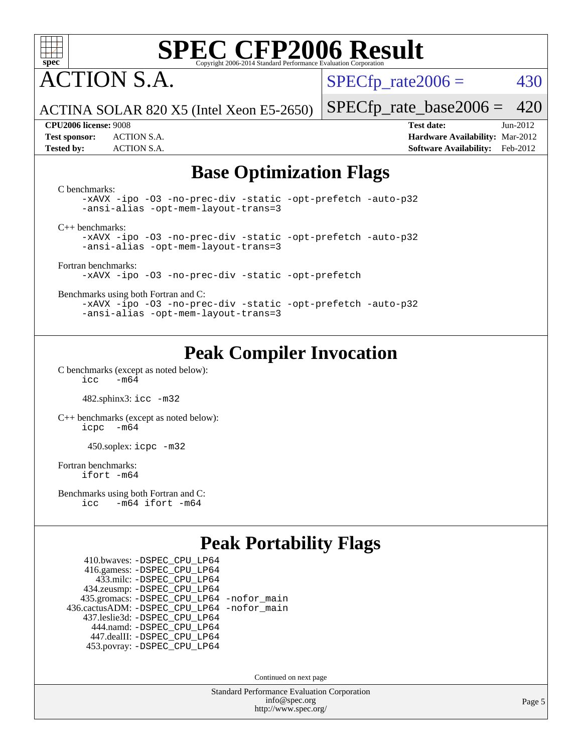# SPEC CFP2006 Result

Copyright 2006-2014 Standard Performance Evaluation Corporation

# ACTION S.A.

ACTINA SOLAR 820 X5 (Intel Xeon E5-2650)

SPECfp_rate2006 = 430

SPECfp_rate_base2006 = 420

**CPU2006 license:** 9008
**Test sponsor:** ACTION S.A.
**Tested by:** ACTION S.A.

**Test date:** Jun-2012
**Hardware Availability:** Mar-2012
**Software Availability:** Feb-2012

## Base Optimization Flags

C benchmarks:

```
-xAVX -ipo -O3 -no-prec-div -static -opt-prefetch -auto-p32
-ansi-alias -opt-mem-layout-trans=3
```

C++ benchmarks:

```
-xAVX -ipo -O3 -no-prec-div -static -opt-prefetch -auto-p32
-ansi-alias -opt-mem-layout-trans=3
```

Fortran benchmarks:

```
-xAVX -ipo -O3 -no-prec-div -static -opt-prefetch
```

Benchmarks using both Fortran and C:

```
-xAVX -ipo -O3 -no-prec-div -static -opt-prefetch -auto-p32
-ansi-alias -opt-mem-layout-trans=3
```

## Peak Compiler Invocation

C benchmarks (except as noted below):

```
icc   -m64
```

482.sphinx3: `icc -m32`

C++ benchmarks (except as noted below):

```
icpc  -m64
```

450.soplex: `icpc -m32`

Fortran benchmarks:

```
ifort -m64
```

Benchmarks using both Fortran and C:

```
icc   -m64 ifort -m64
```

## Peak Portability Flags

410.bwaves: `-DSPEC_CPU_LP64`
416.gamess: `-DSPEC_CPU_LP64`
433.milc: `-DSPEC_CPU_LP64`
434.zeusmp: `-DSPEC_CPU_LP64`
435.gromacs: `-DSPEC_CPU_LP64 -nofor_main`
436.cactusADM: `-DSPEC_CPU_LP64 -nofor_main`
437.leslie3d: `-DSPEC_CPU_LP64`
444.namd: `-DSPEC_CPU_LP64`
447.dealII: `-DSPEC_CPU_LP64`
453.povray: `-DSPEC_CPU_LP64`

Continued on next page

Standard Performance Evaluation Corporation
info@spec.org
http://www.spec.org/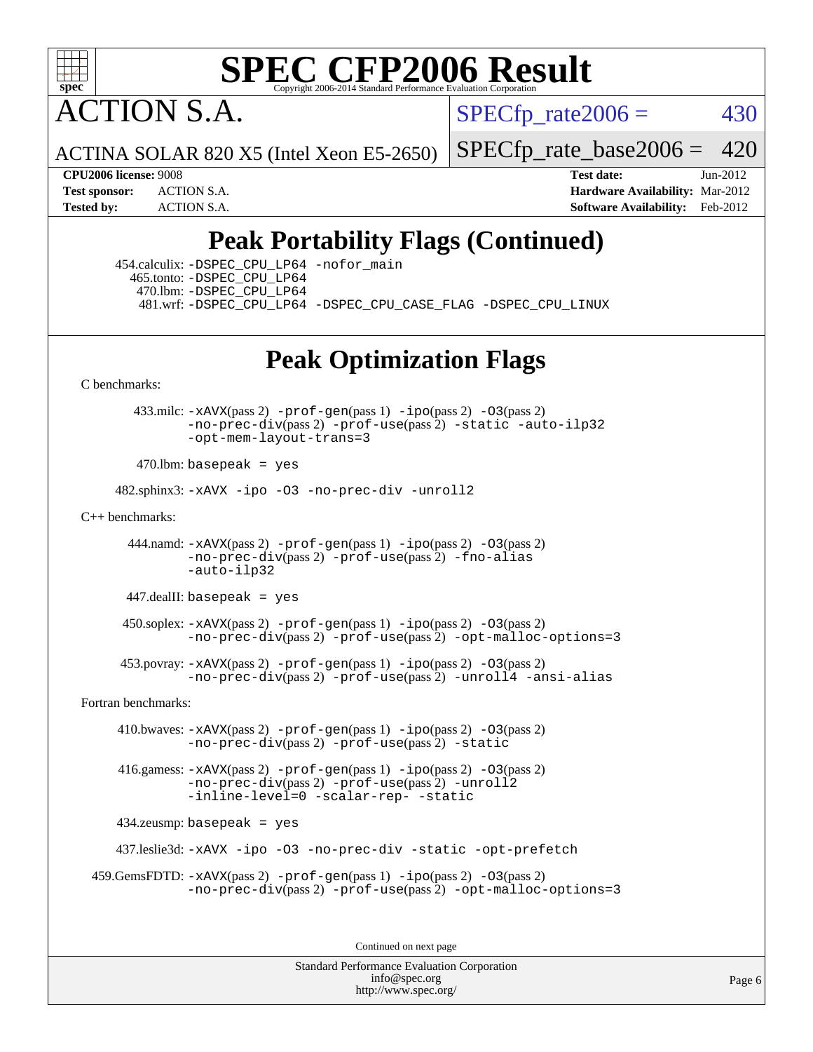# SPEC CFP2006 Result

Copyright 2006-2014 Standard Performance Evaluation Corporation

# ACTION S.A.

ACTINA SOLAR 820 X5 (Intel Xeon E5-2650)

SPECfp_rate2006 = 430

SPECfp_rate_base2006 = 420

| | | | |
|---|---|---|---|
| **CPU2006 license:** 9008 | | **Test date:** | Jun-2012 |
| **Test sponsor:** | ACTION S.A. | **Hardware Availability:** | Mar-2012 |
| **Tested by:** | ACTION S.A. | **Software Availability:** | Feb-2012 |

## Peak Portability Flags (Continued)

454.calculix: -DSPEC_CPU_LP64 -nofor_main
465.tonto: -DSPEC_CPU_LP64
470.lbm: -DSPEC_CPU_LP64
481.wrf: -DSPEC_CPU_LP64 -DSPEC_CPU_CASE_FLAG -DSPEC_CPU_LINUX

## Peak Optimization Flags

C benchmarks:

433.milc: -xAVX(pass 2) -prof-gen(pass 1) -ipo(pass 2) -O3(pass 2) -no-prec-div(pass 2) -prof-use(pass 2) -static -auto-ilp32 -opt-mem-layout-trans=3

470.lbm: basepeak = yes

482.sphinx3: -xAVX -ipo -O3 -no-prec-div -unroll2

C++ benchmarks:

444.namd: -xAVX(pass 2) -prof-gen(pass 1) -ipo(pass 2) -O3(pass 2) -no-prec-div(pass 2) -prof-use(pass 2) -fno-alias -auto-ilp32

447.dealII: basepeak = yes

450.soplex: -xAVX(pass 2) -prof-gen(pass 1) -ipo(pass 2) -O3(pass 2) -no-prec-div(pass 2) -prof-use(pass 2) -opt-malloc-options=3

453.povray: -xAVX(pass 2) -prof-gen(pass 1) -ipo(pass 2) -O3(pass 2) -no-prec-div(pass 2) -prof-use(pass 2) -unroll4 -ansi-alias

Fortran benchmarks:

410.bwaves: -xAVX(pass 2) -prof-gen(pass 1) -ipo(pass 2) -O3(pass 2) -no-prec-div(pass 2) -prof-use(pass 2) -static

416.gamess: -xAVX(pass 2) -prof-gen(pass 1) -ipo(pass 2) -O3(pass 2) -no-prec-div(pass 2) -prof-use(pass 2) -unroll2 -inline-level=0 -scalar-rep- -static

434.zeusmp: basepeak = yes

437.leslie3d: -xAVX -ipo -O3 -no-prec-div -static -opt-prefetch

459.GemsFDTD: -xAVX(pass 2) -prof-gen(pass 1) -ipo(pass 2) -O3(pass 2) -no-prec-div(pass 2) -prof-use(pass 2) -opt-malloc-options=3

Continued on next page

Standard Performance Evaluation Corporation
info@spec.org
http://www.spec.org/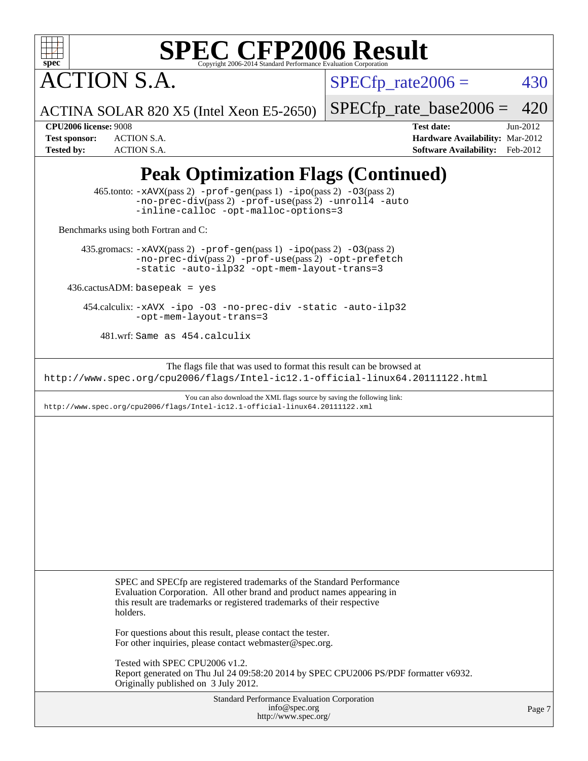# Peak Optimization Flags (Continued)

465.tonto: -xAVX(pass 2) -prof-gen(pass 1) -ipo(pass 2) -O3(pass 2) -no-prec-div(pass 2) -prof-use(pass 2) -unroll4 -auto -inline-calloc -opt-malloc-options=3

Benchmarks using both Fortran and C:

435.gromacs: -xAVX(pass 2) -prof-gen(pass 1) -ipo(pass 2) -O3(pass 2) -no-prec-div(pass 2) -prof-use(pass 2) -opt-prefetch -static -auto-ilp32 -opt-mem-layout-trans=3

436.cactusADM: basepeak = yes

454.calculix: -xAVX -ipo -O3 -no-prec-div -static -auto-ilp32 -opt-mem-layout-trans=3

481.wrf: Same as 454.calculix

The flags file that was used to format this result can be browsed at
http://www.spec.org/cpu2006/flags/Intel-ic12.1-official-linux64.20111122.html

You can also download the XML flags source by saving the following link:
http://www.spec.org/cpu2006/flags/Intel-ic12.1-official-linux64.20111122.xml

SPEC and SPECfp are registered trademarks of the Standard Performance Evaluation Corporation. All other brand and product names appearing in this result are trademarks or registered trademarks of their respective holders.

For questions about this result, please contact the tester.
For other inquiries, please contact webmaster@spec.org.

Tested with SPEC CPU2006 v1.2.
Report generated on Thu Jul 24 09:58:20 2014 by SPEC CPU2006 PS/PDF formatter v6932.
Originally published on 3 July 2012.